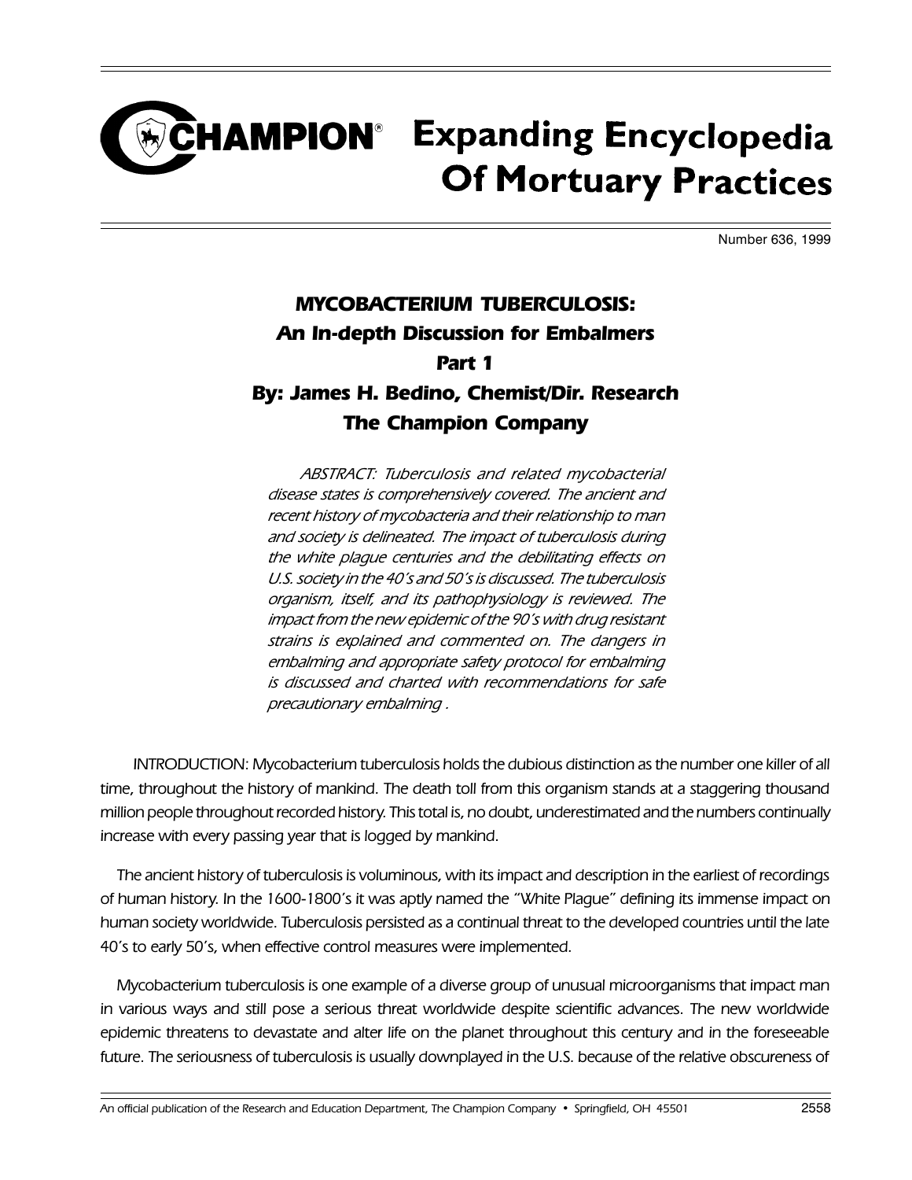# CHAMPION® Expanding Encyclopedia Of Mortuary Practices

Number 636, 1999

## *MYCOBACTERIUM TUBERCULOSIS: An In-depth Discussion for Embalmers Part 1*

### *By: James H. Bedino, Chemist/Dir. Research The Champion Company*

*ABSTRACT: Tuberculosis and related mycobacterial disease states is comprehensively covered. The ancient and recent history of mycobacteria and their relationship to man and society is delineated. The impact of tuberculosis during the white plague centuries and the debilitating effects on U.S. society in the 40's and 50's is discussed. The tuberculosis organism, itself, and its pathophysiology is reviewed. The impact from the new epidemic of the 90's with drug resistant strains is explained and commented on. The dangers in embalming and appropriate safety protocol for embalming is discussed and charted with recommendations for safe precautionary embalming .*

INTRODUCTION: Mycobacterium tuberculosis holds the dubious distinction as the number one killer of all time, throughout the history of mankind. The death toll from this organism stands at a staggering thousand million people throughout recorded history. This total is, no doubt, underestimated and the numbers continually increase with every passing year that is logged by mankind.

The ancient history of tuberculosis is voluminous, with its impact and description in the earliest of recordings of human history. In the 1600-1800's it was aptly named the "White Plague" defining its immense impact on human society worldwide. Tuberculosis persisted as a continual threat to the developed countries until the late 40's to early 50's, when effective control measures were implemented.

Mycobacterium tuberculosis is one example of a diverse group of unusual microorganisms that impact man in various ways and still pose a serious threat worldwide despite scientific advances. The new worldwide epidemic threatens to devastate and alter life on the planet throughout this century and in the foreseeable future. The seriousness of tuberculosis is usually downplayed in the U.S. because of the relative obscureness of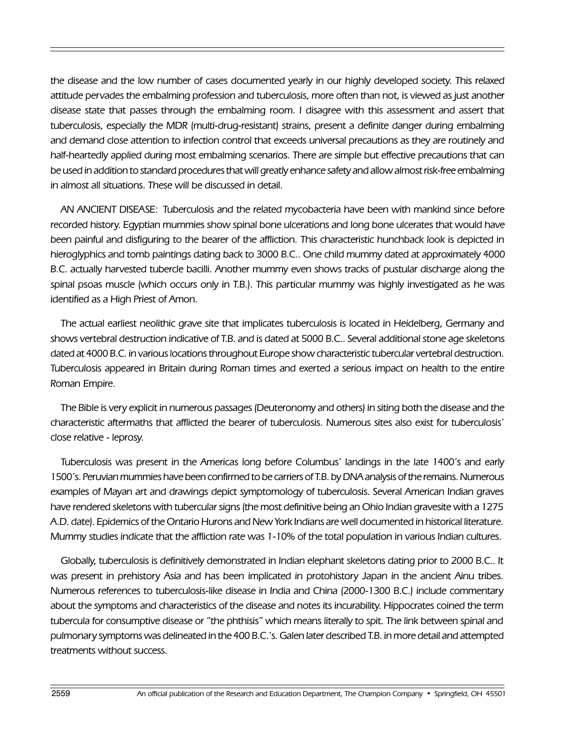the disease and the low number of cases documented yearly in our highly developed society. This relaxed attitude pervades the embalming profession and tuberculosis, more often than not, is viewed as just another disease state that passes through the embalming room. I disagree with this assessment and assert that tuberculosis, especially the MDR (multi-drug-resistant) strains, present a definite danger during embalming and demand close attention to infection control that exceeds universal precautions as they are routinely and half-heartedly applied during most embalming scenarios. There are simple but effective precautions that can be used in addition to standard procedures that will greatly enhance safety and allow almost risk-free embalming in almost all situations. These will be discussed in detail.

AN ANCIENT DISEASE: Tuberculosis and the related mycobacteria have been with mankind since before recorded history. Egyptian mummies show spinal bone ulcerations and long bone ulcerates that would have been painful and disfiguring to the bearer of the affliction. This characteristic hunchback look is depicted in hieroglyphics and tomb paintings dating back to 3000 B.C.. One child mummy dated at approximately 4000 B.C. actually harvested tubercle bacilli. Another mummy even shows tracks of pustular discharge along the spinal psoas muscle (which occurs only in T.B.). This particular mummy was highly investigated as he was identified as a High Priest of Amon.

The actual earliest neolithic grave site that implicates tuberculosis is located in Heidelberg, Germany and shows vertebral destruction indicative of T.B. and is dated at 5000 B.C.. Several additional stone age skeletons dated at 4000 B.C. in various locations throughout Europe show characteristic tubercular vertebral destruction. Tuberculosis appeared in Britain during Roman times and exerted a serious impact on health to the entire Roman Empire.

The Bible is very explicit in numerous passages (Deuteronomy and others) in siting both the disease and the characteristic aftermaths that afflicted the bearer of tuberculosis. Numerous sites also exist for tuberculosis' close relative - leprosy.

Tuberculosis was present in the Americas long before Columbus' landings in the late 1400's and early 1500's. Peruvian mummies have been confirmed to be carriers of T.B. by DNA analysis of the remains. Numerous examples of Mayan art and drawings depict symptomology of tuberculosis. Several American Indian graves have rendered skeletons with tubercular signs (the most definitive being an Ohio Indian gravesite with a 1275 A.D. date). Epidemics of the Ontario Hurons and New York Indians are well documented in historical literature. Mummy studies indicate that the affliction rate was 1-10% of the total population in various Indian cultures.

Globally, tuberculosis is definitively demonstrated in Indian elephant skeletons dating prior to 2000 B.C.. It was present in prehistory Asia and has been implicated in protohistory Japan in the ancient Ainu tribes. Numerous references to tuberculosis-like disease in India and China (2000-1300 B.C.) include commentary about the symptoms and characteristics of the disease and notes its incurability. Hippocrates coined the term tubercula for consumptive disease or "the phthisis" which means literally to spit. The link between spinal and pulmonary symptoms was delineated in the 400 B.C.'s. Galen later described T.B. in more detail and attempted treatments without success.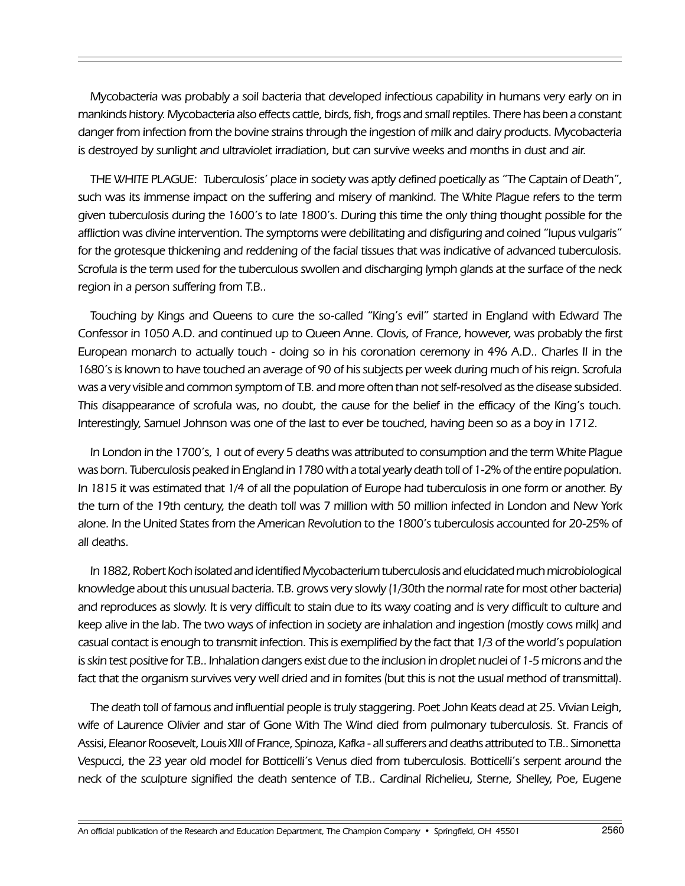*Mycobacteria was probably a soil bacteria that developed infectious capability in humans very early on in mankinds history. Mycobacteria also effects cattle, birds, fish, frogs and small reptiles. There has been a constant danger from infection from the bovine strains through the ingestion of milk and dairy products. Mycobacteria is destroyed by sunlight and ultraviolet irradiation, but can survive weeks and months in dust and air.*

*THE WHITE PLAGUE: Tuberculosis' place in society was aptly defined poetically as "The Captain of Death", such was its immense impact on the suffering and misery of mankind. The White Plague refers to the term given tuberculosis during the 1600's to late 1800's. During this time the only thing thought possible for the affliction was divine intervention. The symptoms were debilitating and disfiguring and coined "lupus vulgaris" for the grotesque thickening and reddening of the facial tissues that was indicative of advanced tuberculosis. Scrofula is the term used for the tuberculous swollen and discharging lymph glands at the surface of the neck region in a person suffering from T.B..*

*Touching by Kings and Queens to cure the so-called "King's evil" started in England with Edward The Confessor in 1050 A.D. and continued up to Queen Anne. Clovis, of France, however, was probably the first European monarch to actually touch - doing so in his coronation ceremony in 496 A.D.. Charles II in the 1680's is known to have touched an average of 90 of his subjects per week during much of his reign. Scrofula was a very visible and common symptom of T.B. and more often than not self-resolved as the disease subsided. This disappearance of scrofula was, no doubt, the cause for the belief in the efficacy of the King's touch. Interestingly, Samuel Johnson was one of the last to ever be touched, having been so as a boy in 1712.*

*In London in the 1700's, 1 out of every 5 deaths was attributed to consumption and the term White Plague was born. Tuberculosis peaked in England in 1780 with a total yearly death toll of 1-2% of the entire population. In 1815 it was estimated that 1/4 of all the population of Europe had tuberculosis in one form or another. By the turn of the 19th century, the death toll was 7 million with 50 million infected in London and New York alone. In the United States from the American Revolution to the 1800's tuberculosis accounted for 20-25% of all deaths.*

*In 1882, Robert Koch isolated and identified Mycobacterium tuberculosis and elucidated much microbiological knowledge about this unusual bacteria. T.B. grows very slowly (1/30th the normal rate for most other bacteria) and reproduces as slowly. It is very difficult to stain due to its waxy coating and is very difficult to culture and keep alive in the lab. The two ways of infection in society are inhalation and ingestion (mostly cows milk) and casual contact is enough to transmit infection. This is exemplified by the fact that 1/3 of the world's population is skin test positive for T.B.. Inhalation dangers exist due to the inclusion in droplet nuclei of 1-5 microns and the fact that the organism survives very well dried and in fomites (but this is not the usual method of transmittal).*

*The death toll of famous and influential people is truly staggering. Poet John Keats dead at 25. Vivian Leigh, wife of Laurence Olivier and star of Gone With The Wind died from pulmonary tuberculosis. St. Francis of Assisi, Eleanor Roosevelt, Louis XIII of France, Spinoza, Kafka - all sufferers and deaths attributed to T.B.. Simonetta Vespucci, the 23 year old model for Botticelli's Venus died from tuberculosis. Botticelli's serpent around the neck of the sculpture signified the death sentence of T.B.. Cardinal Richelieu, Sterne, Shelley, Poe, Eugene*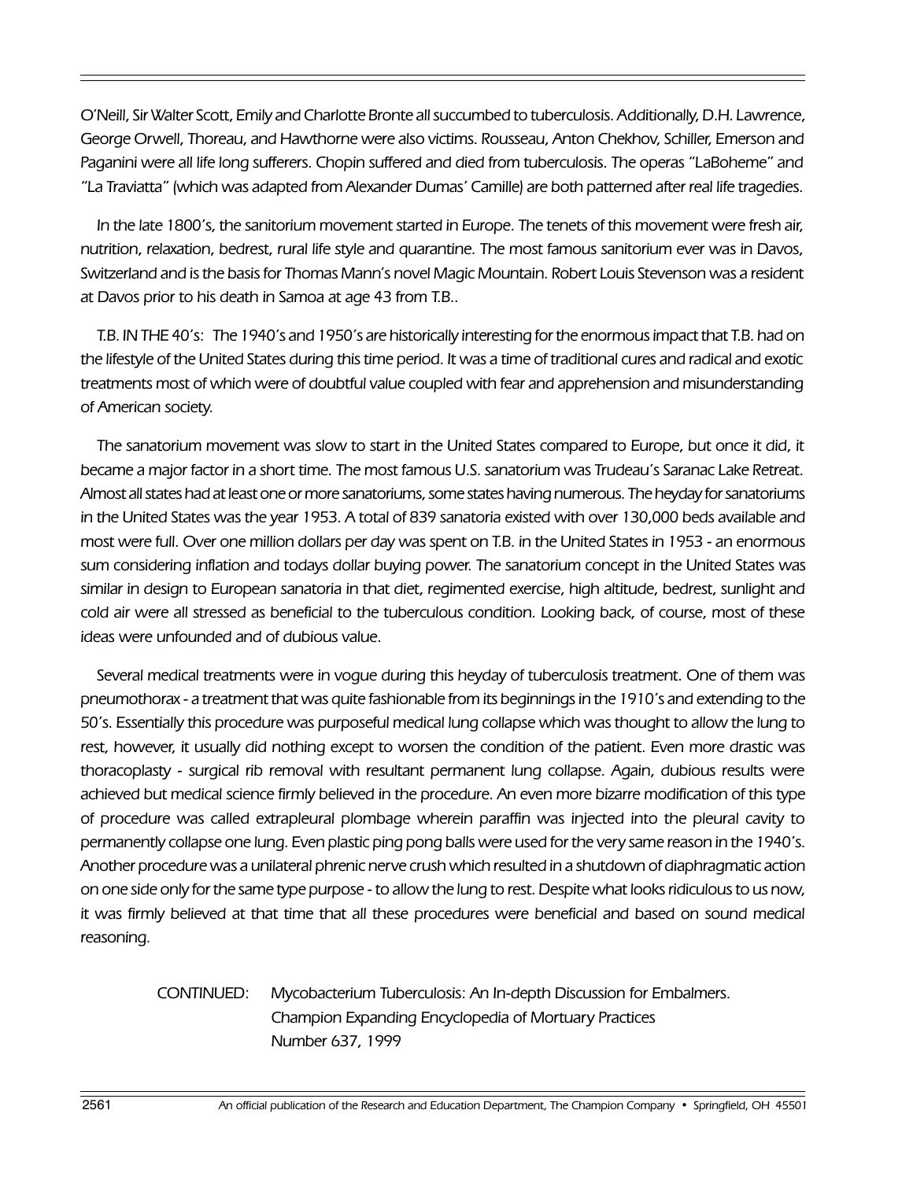O'Neill, Sir Walter Scott, Emily and Charlotte Bronte all succumbed to tuberculosis. Additionally, D.H. Lawrence, George Orwell, Thoreau, and Hawthorne were also victims. Rousseau, Anton Chekhov, Schiller, Emerson and Paganini were all life long sufferers. Chopin suffered and died from tuberculosis. The operas "LaBoheme" and "La Traviatta" (which was adapted from Alexander Dumas' Camille) are both patterned after real life tragedies.

In the late 1800's, the sanitorium movement started in Europe. The tenets of this movement were fresh air, nutrition, relaxation, bedrest, rural life style and quarantine. The most famous sanitorium ever was in Davos, Switzerland and is the basis for Thomas Mann's novel Magic Mountain. Robert Louis Stevenson was a resident at Davos prior to his death in Samoa at age 43 from T.B..

T.B. IN THE 40's: The 1940's and 1950's are historically interesting for the enormous impact that T.B. had on the lifestyle of the United States during this time period. It was a time of traditional cures and radical and exotic treatments most of which were of doubtful value coupled with fear and apprehension and misunderstanding of American society.

The sanatorium movement was slow to start in the United States compared to Europe, but once it did, it became a major factor in a short time. The most famous U.S. sanatorium was Trudeau's Saranac Lake Retreat. Almost all states had at least one or more sanatoriums, some states having numerous. The heyday for sanatoriums in the United States was the year 1953. A total of 839 sanatoria existed with over 130,000 beds available and most were full. Over one million dollars per day was spent on T.B. in the United States in 1953 - an enormous sum considering inflation and todays dollar buying power. The sanatorium concept in the United States was similar in design to European sanatoria in that diet, regimented exercise, high altitude, bedrest, sunlight and cold air were all stressed as beneficial to the tuberculous condition. Looking back, of course, most of these ideas were unfounded and of dubious value.

Several medical treatments were in vogue during this heyday of tuberculosis treatment. One of them was pneumothorax - a treatment that was quite fashionable from its beginnings in the 1910's and extending to the 50's. Essentially this procedure was purposeful medical lung collapse which was thought to allow the lung to rest, however, it usually did nothing except to worsen the condition of the patient. Even more drastic was thoracoplasty - surgical rib removal with resultant permanent lung collapse. Again, dubious results were achieved but medical science firmly believed in the procedure. An even more bizarre modification of this type of procedure was called extrapleural plombage wherein paraffin was injected into the pleural cavity to permanently collapse one lung. Even plastic ping pong balls were used for the very same reason in the 1940's. Another procedure was a unilateral phrenic nerve crush which resulted in a shutdown of diaphragmatic action on one side only for the same type purpose - to allow the lung to rest. Despite what looks ridiculous to us now, it was firmly believed at that time that all these procedures were beneficial and based on sound medical reasoning.

CONTINUED: Mycobacterium Tuberculosis: An In-depth Discussion for Embalmers.
Champion Expanding Encyclopedia of Mortuary Practices
Number 637, 1999